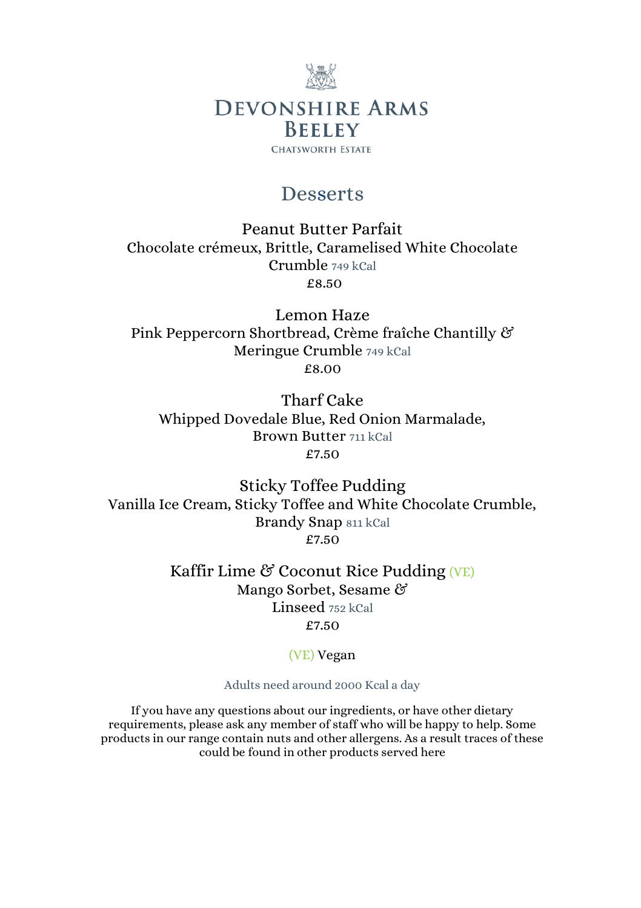# Devonshire Arms Beeley

Chatsworth Estate

## Desserts

**Peanut Butter Parfait**
Chocolate crémeux, Brittle, Caramelised White Chocolate Crumble 749 kCal
£8.50

**Lemon Haze**
Pink Peppercorn Shortbread, Crème fraîche Chantilly & Meringue Crumble 749 kCal
£8.00

**Tharf Cake**
Whipped Dovedale Blue, Red Onion Marmalade, Brown Butter 711 kCal
£7.50

**Sticky Toffee Pudding**
Vanilla Ice Cream, Sticky Toffee and White Chocolate Crumble, Brandy Snap 811 kCal
£7.50

**Kaffir Lime & Coconut Rice Pudding (VE)**
Mango Sorbet, Sesame & Linseed 752 kCal
£7.50

(VE) Vegan

Adults need around 2000 Kcal a day

If you have any questions about our ingredients, or have other dietary requirements, please ask any member of staff who will be happy to help. Some products in our range contain nuts and other allergens. As a result traces of these could be found in other products served here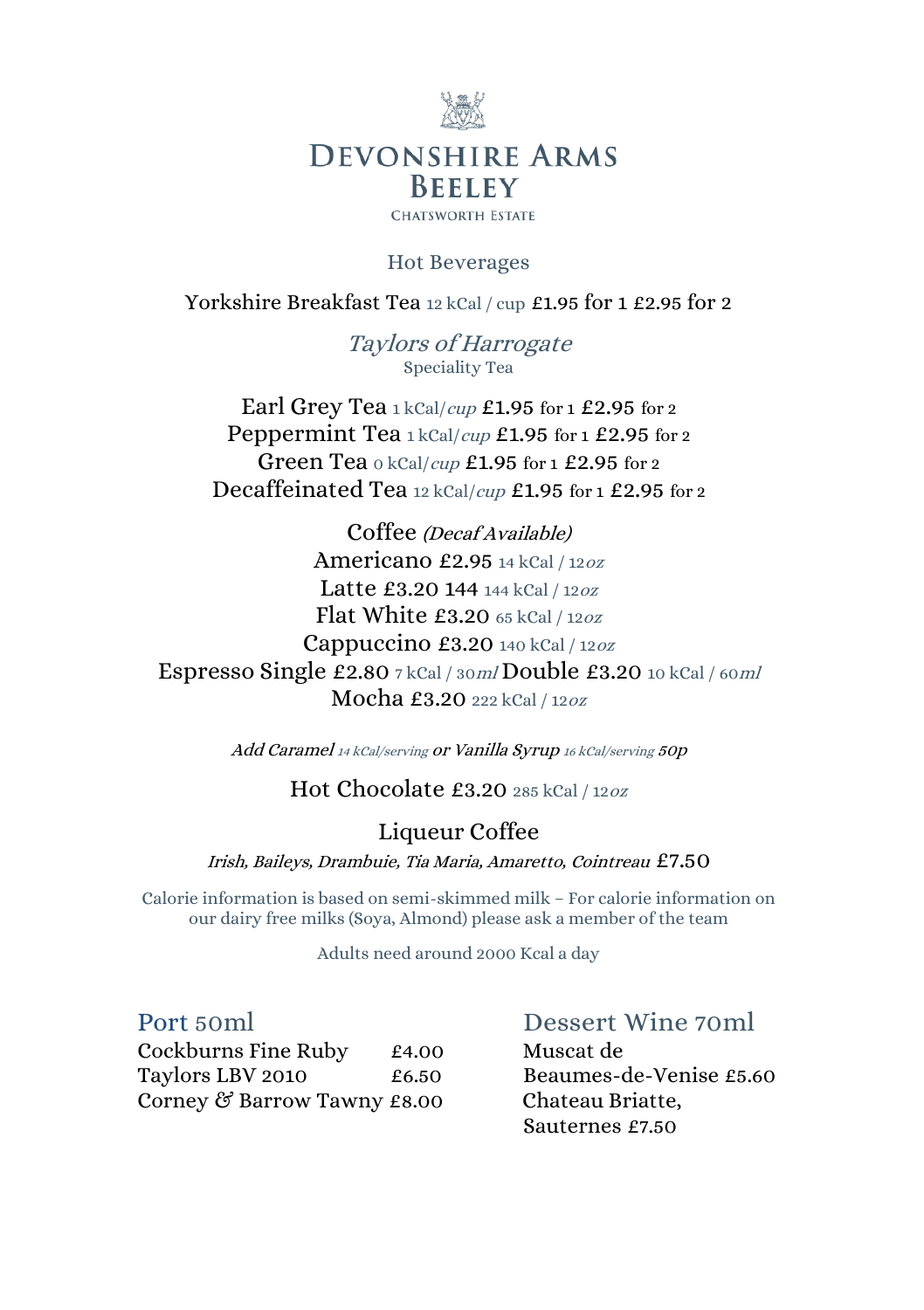# Devonshire Arms Beeley

Chatsworth Estate

## Hot Beverages

Yorkshire Breakfast Tea 12 kCal / cup £1.95 for 1 £2.95 for 2

*Taylors of Harrogate*
Speciality Tea

Earl Grey Tea 1 kCal/*cup* £1.95 for 1 £2.95 for 2
Peppermint Tea 1 kCal/*cup* £1.95 for 1 £2.95 for 2
Green Tea 0 kCal/*cup* £1.95 for 1 £2.95 for 2
Decaffeinated Tea 12 kCal/*cup* £1.95 for 1 £2.95 for 2

Coffee *(Decaf Available)*
Americano £2.95 14 kCal / 12*oz*
Latte £3.20 144 144 kCal / 12*oz*
Flat White £3.20 65 kCal / 12*oz*
Cappuccino £3.20 140 kCal / 12*oz*
Espresso Single £2.80 7 kCal / 30*ml* Double £3.20 10 kCal / 60*ml*
Mocha £3.20 222 kCal / 12*oz*

*Add Caramel 14 kCal/serving or Vanilla Syrup 16 kCal/serving 50p*

Hot Chocolate £3.20 285 kCal / 12*oz*

### Liqueur Coffee

*Irish, Baileys, Drambuie, Tia Maria, Amaretto, Cointreau* £7.50

Calorie information is based on semi-skimmed milk – For calorie information on our dairy free milks (Soya, Almond) please ask a member of the team

Adults need around 2000 Kcal a day

## Port 50ml

| | |
|---|---|
| Cockburns Fine Ruby | £4.00 |
| Taylors LBV 2010 | £6.50 |
| Corney & Barrow Tawny | £8.00 |

## Dessert Wine 70ml

Muscat de Beaumes-de-Venise £5.60
Chateau Briatte, Sauternes £7.50